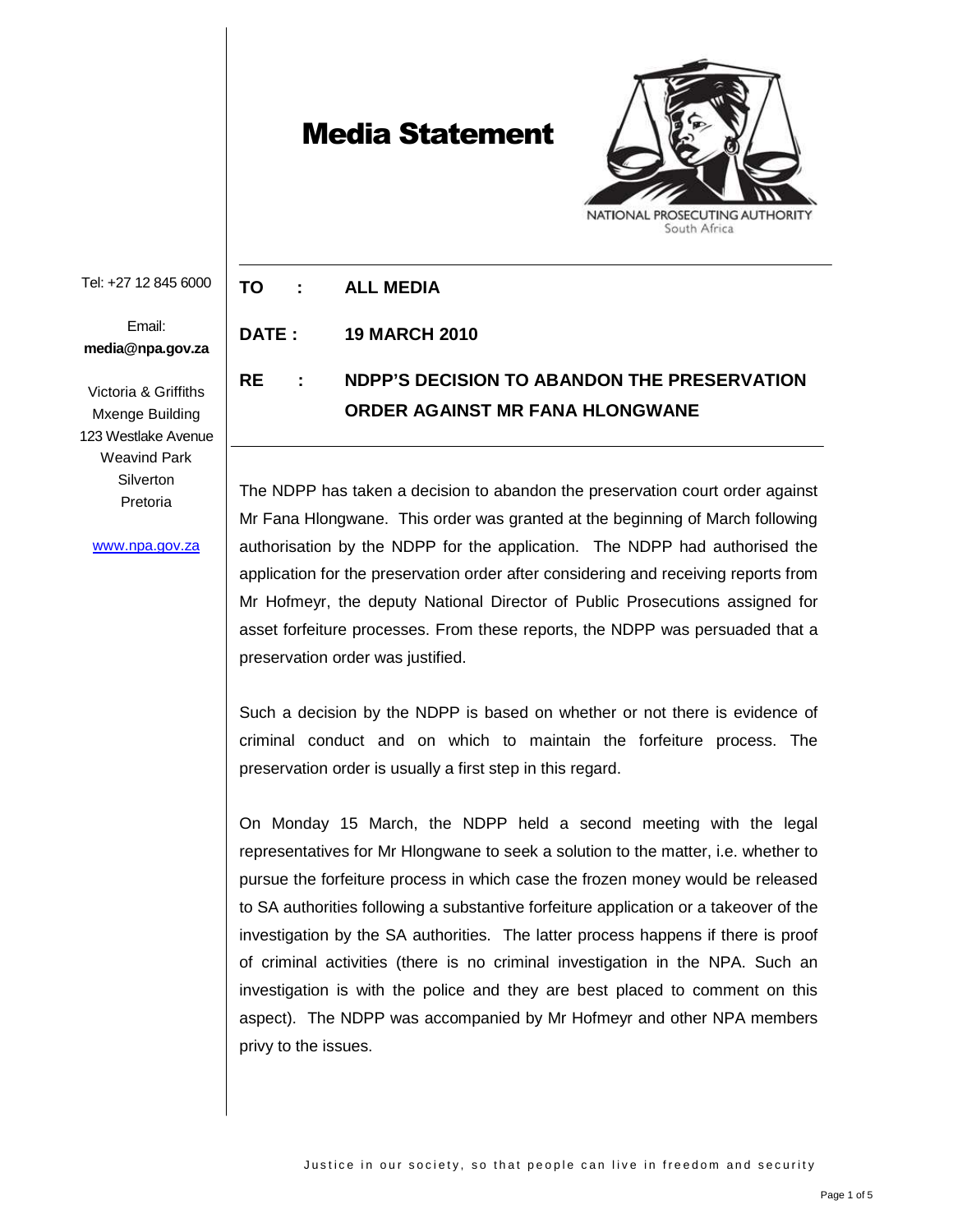# Media Statement

NATIONAL PROSECUTING AUTHORITY
South Africa

Tel: +27 12 845 6000

Email:
**media@npa.gov.za**

Victoria & Griffiths Mxenge Building
123 Westlake Avenue
Weavind Park
Silverton
Pretoria

www.npa.gov.za

**TO : ALL MEDIA**

**DATE : 19 MARCH 2010**

**RE : NDPP'S DECISION TO ABANDON THE PRESERVATION ORDER AGAINST MR FANA HLONGWANE**

The NDPP has taken a decision to abandon the preservation court order against Mr Fana Hlongwane. This order was granted at the beginning of March following authorisation by the NDPP for the application. The NDPP had authorised the application for the preservation order after considering and receiving reports from Mr Hofmeyr, the deputy National Director of Public Prosecutions assigned for asset forfeiture processes. From these reports, the NDPP was persuaded that a preservation order was justified.

Such a decision by the NDPP is based on whether or not there is evidence of criminal conduct and on which to maintain the forfeiture process. The preservation order is usually a first step in this regard.

On Monday 15 March, the NDPP held a second meeting with the legal representatives for Mr Hlongwane to seek a solution to the matter, i.e. whether to pursue the forfeiture process in which case the frozen money would be released to SA authorities following a substantive forfeiture application or a takeover of the investigation by the SA authorities. The latter process happens if there is proof of criminal activities (there is no criminal investigation in the NPA. Such an investigation is with the police and they are best placed to comment on this aspect). The NDPP was accompanied by Mr Hofmeyr and other NPA members privy to the issues.

Justice in our society, so that people can live in freedom and security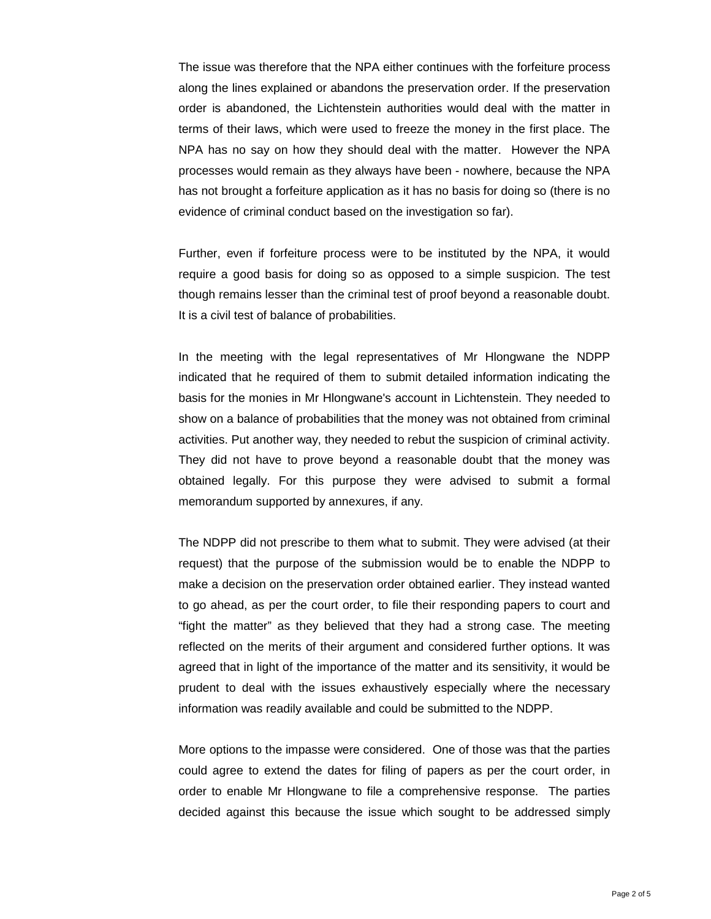The issue was therefore that the NPA either continues with the forfeiture process along the lines explained or abandons the preservation order. If the preservation order is abandoned, the Lichtenstein authorities would deal with the matter in terms of their laws, which were used to freeze the money in the first place. The NPA has no say on how they should deal with the matter. However the NPA processes would remain as they always have been - nowhere, because the NPA has not brought a forfeiture application as it has no basis for doing so (there is no evidence of criminal conduct based on the investigation so far).

Further, even if forfeiture process were to be instituted by the NPA, it would require a good basis for doing so as opposed to a simple suspicion. The test though remains lesser than the criminal test of proof beyond a reasonable doubt. It is a civil test of balance of probabilities.

In the meeting with the legal representatives of Mr Hlongwane the NDPP indicated that he required of them to submit detailed information indicating the basis for the monies in Mr Hlongwane's account in Lichtenstein. They needed to show on a balance of probabilities that the money was not obtained from criminal activities. Put another way, they needed to rebut the suspicion of criminal activity. They did not have to prove beyond a reasonable doubt that the money was obtained legally. For this purpose they were advised to submit a formal memorandum supported by annexures, if any.

The NDPP did not prescribe to them what to submit. They were advised (at their request) that the purpose of the submission would be to enable the NDPP to make a decision on the preservation order obtained earlier. They instead wanted to go ahead, as per the court order, to file their responding papers to court and "fight the matter" as they believed that they had a strong case. The meeting reflected on the merits of their argument and considered further options. It was agreed that in light of the importance of the matter and its sensitivity, it would be prudent to deal with the issues exhaustively especially where the necessary information was readily available and could be submitted to the NDPP.

More options to the impasse were considered. One of those was that the parties could agree to extend the dates for filing of papers as per the court order, in order to enable Mr Hlongwane to file a comprehensive response. The parties decided against this because the issue which sought to be addressed simply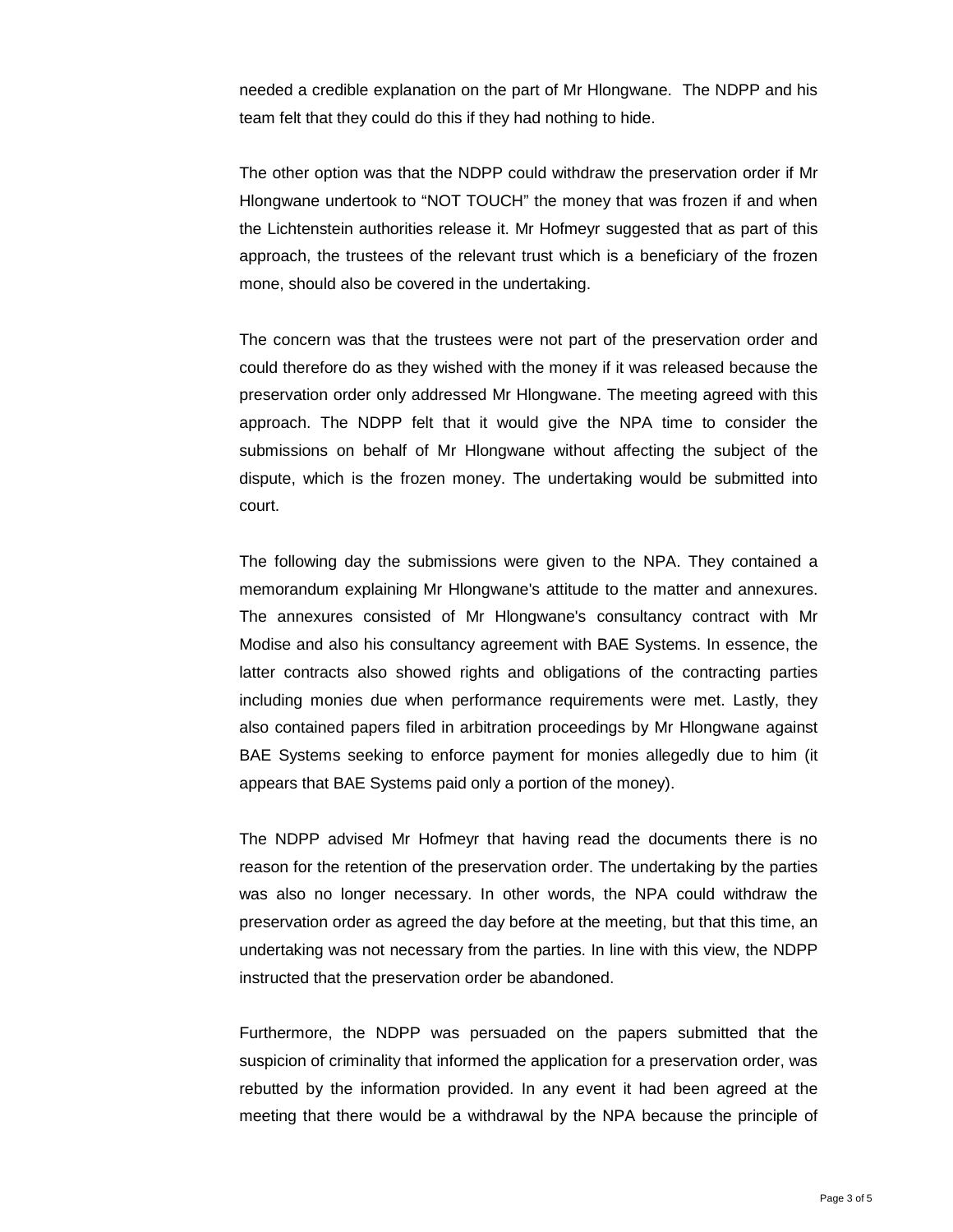needed a credible explanation on the part of Mr Hlongwane. The NDPP and his team felt that they could do this if they had nothing to hide.

The other option was that the NDPP could withdraw the preservation order if Mr Hlongwane undertook to "NOT TOUCH" the money that was frozen if and when the Lichtenstein authorities release it. Mr Hofmeyr suggested that as part of this approach, the trustees of the relevant trust which is a beneficiary of the frozen mone, should also be covered in the undertaking.

The concern was that the trustees were not part of the preservation order and could therefore do as they wished with the money if it was released because the preservation order only addressed Mr Hlongwane. The meeting agreed with this approach. The NDPP felt that it would give the NPA time to consider the submissions on behalf of Mr Hlongwane without affecting the subject of the dispute, which is the frozen money. The undertaking would be submitted into court.

The following day the submissions were given to the NPA. They contained a memorandum explaining Mr Hlongwane's attitude to the matter and annexures. The annexures consisted of Mr Hlongwane's consultancy contract with Mr Modise and also his consultancy agreement with BAE Systems. In essence, the latter contracts also showed rights and obligations of the contracting parties including monies due when performance requirements were met. Lastly, they also contained papers filed in arbitration proceedings by Mr Hlongwane against BAE Systems seeking to enforce payment for monies allegedly due to him (it appears that BAE Systems paid only a portion of the money).

The NDPP advised Mr Hofmeyr that having read the documents there is no reason for the retention of the preservation order. The undertaking by the parties was also no longer necessary. In other words, the NPA could withdraw the preservation order as agreed the day before at the meeting, but that this time, an undertaking was not necessary from the parties. In line with this view, the NDPP instructed that the preservation order be abandoned.

Furthermore, the NDPP was persuaded on the papers submitted that the suspicion of criminality that informed the application for a preservation order, was rebutted by the information provided. In any event it had been agreed at the meeting that there would be a withdrawal by the NPA because the principle of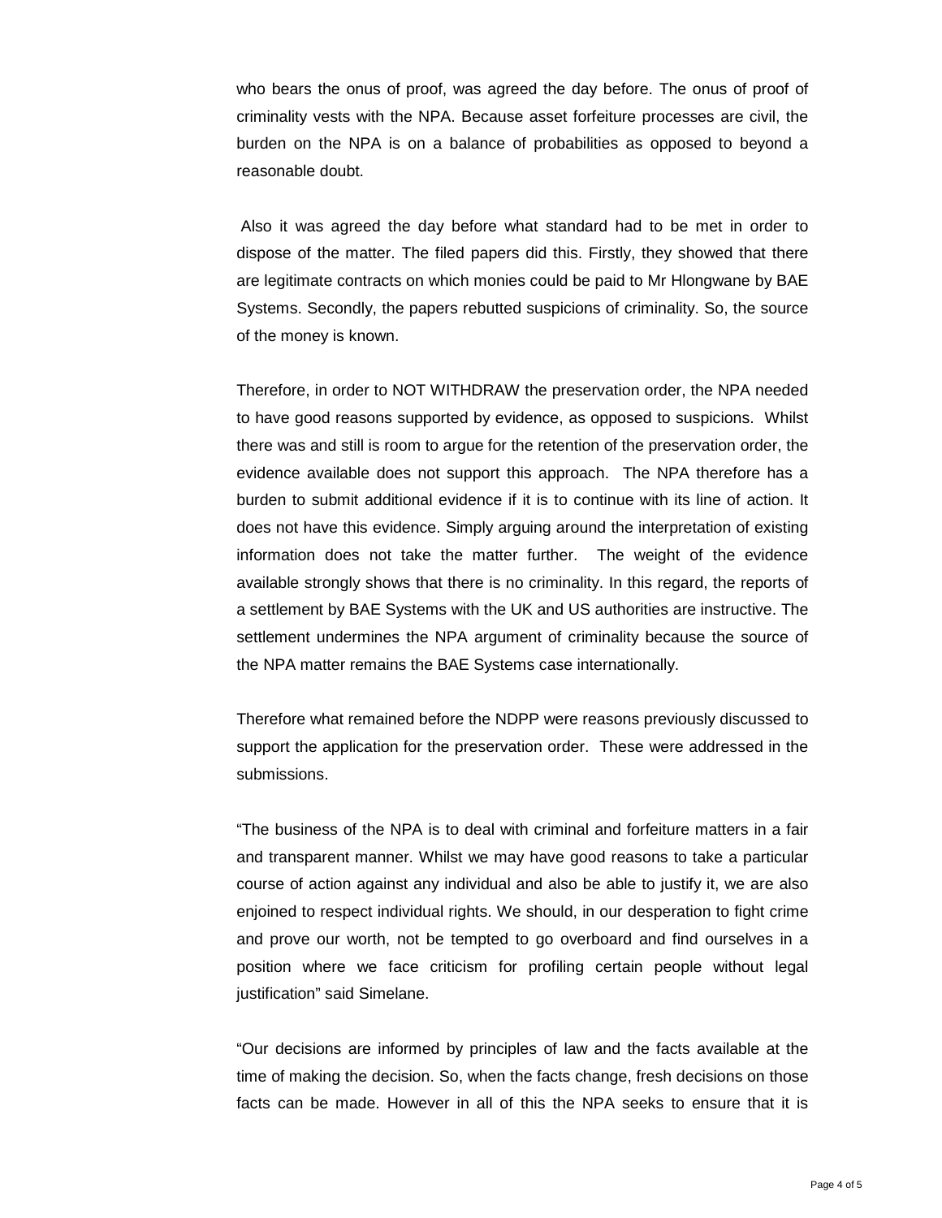who bears the onus of proof, was agreed the day before. The onus of proof of criminality vests with the NPA. Because asset forfeiture processes are civil, the burden on the NPA is on a balance of probabilities as opposed to beyond a reasonable doubt.

Also it was agreed the day before what standard had to be met in order to dispose of the matter. The filed papers did this. Firstly, they showed that there are legitimate contracts on which monies could be paid to Mr Hlongwane by BAE Systems. Secondly, the papers rebutted suspicions of criminality. So, the source of the money is known.

Therefore, in order to NOT WITHDRAW the preservation order, the NPA needed to have good reasons supported by evidence, as opposed to suspicions. Whilst there was and still is room to argue for the retention of the preservation order, the evidence available does not support this approach. The NPA therefore has a burden to submit additional evidence if it is to continue with its line of action. It does not have this evidence. Simply arguing around the interpretation of existing information does not take the matter further. The weight of the evidence available strongly shows that there is no criminality. In this regard, the reports of a settlement by BAE Systems with the UK and US authorities are instructive. The settlement undermines the NPA argument of criminality because the source of the NPA matter remains the BAE Systems case internationally.

Therefore what remained before the NDPP were reasons previously discussed to support the application for the preservation order. These were addressed in the submissions.

"The business of the NPA is to deal with criminal and forfeiture matters in a fair and transparent manner. Whilst we may have good reasons to take a particular course of action against any individual and also be able to justify it, we are also enjoined to respect individual rights. We should, in our desperation to fight crime and prove our worth, not be tempted to go overboard and find ourselves in a position where we face criticism for profiling certain people without legal justification" said Simelane.

"Our decisions are informed by principles of law and the facts available at the time of making the decision. So, when the facts change, fresh decisions on those facts can be made. However in all of this the NPA seeks to ensure that it is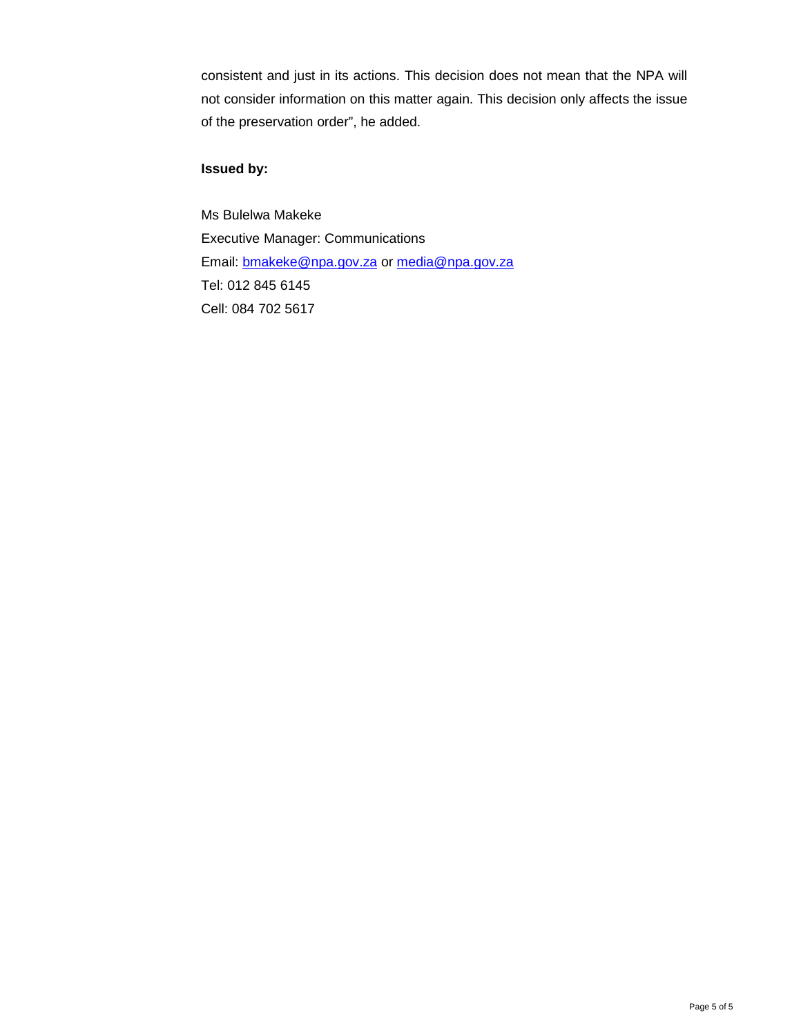consistent and just in its actions. This decision does not mean that the NPA will not consider information on this matter again. This decision only affects the issue of the preservation order", he added.

**Issued by:**

Ms Bulelwa Makeke
Executive Manager: Communications
Email: bmakeke@npa.gov.za or media@npa.gov.za
Tel: 012 845 6145
Cell: 084 702 5617